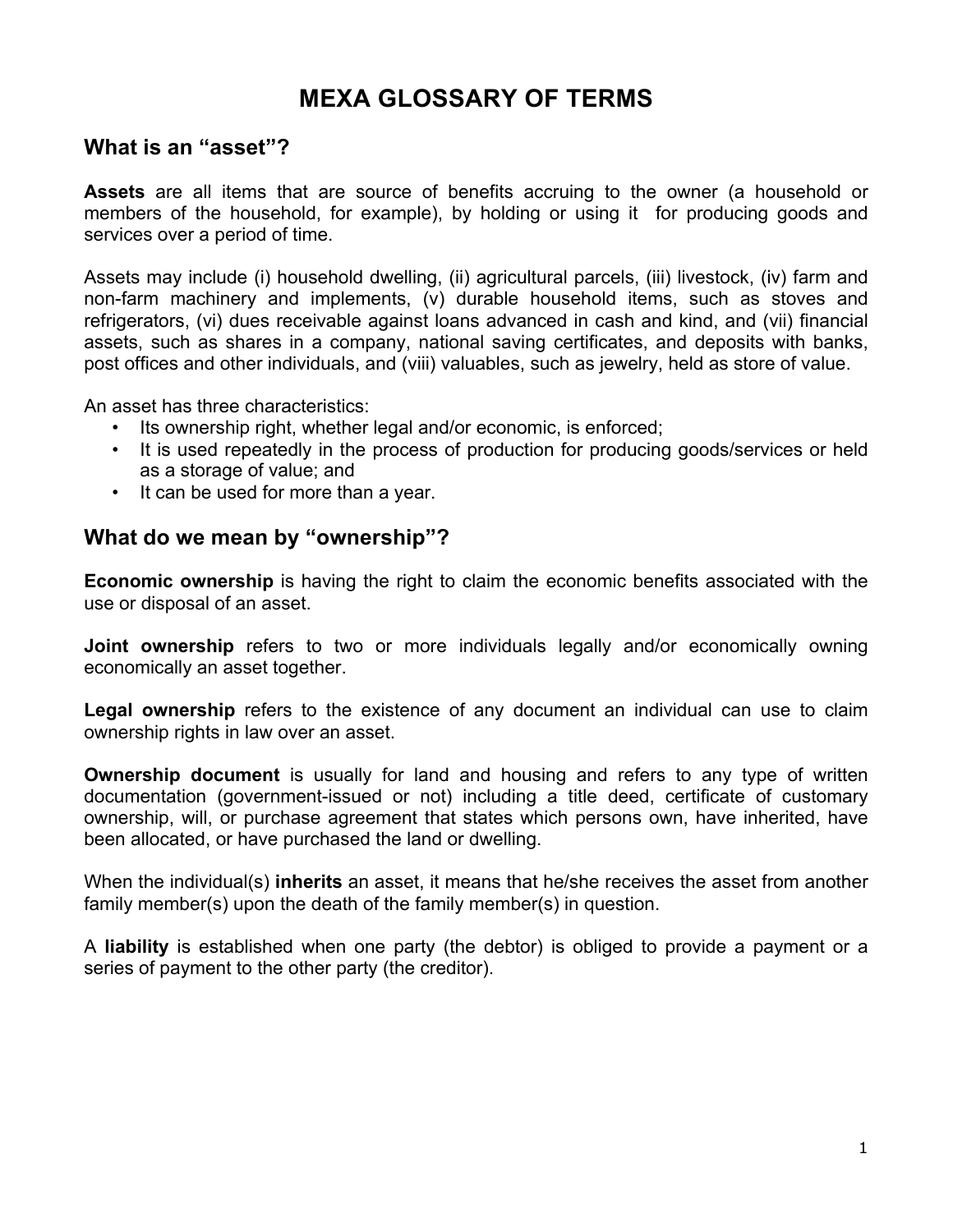# MEXA GLOSSARY OF TERMS

## What is an "asset"?

**Assets** are all items that are source of benefits accruing to the owner (a household or members of the household, for example), by holding or using it for producing goods and services over a period of time.

Assets may include (i) household dwelling, (ii) agricultural parcels, (iii) livestock, (iv) farm and non-farm machinery and implements, (v) durable household items, such as stoves and refrigerators, (vi) dues receivable against loans advanced in cash and kind, and (vii) financial assets, such as shares in a company, national saving certificates, and deposits with banks, post offices and other individuals, and (viii) valuables, such as jewelry, held as store of value.

An asset has three characteristics:

- Its ownership right, whether legal and/or economic, is enforced;
- It is used repeatedly in the process of production for producing goods/services or held as a storage of value; and
- It can be used for more than a year.

## What do we mean by "ownership"?

**Economic ownership** is having the right to claim the economic benefits associated with the use or disposal of an asset.

**Joint ownership** refers to two or more individuals legally and/or economically owning economically an asset together.

**Legal ownership** refers to the existence of any document an individual can use to claim ownership rights in law over an asset.

**Ownership document** is usually for land and housing and refers to any type of written documentation (government-issued or not) including a title deed, certificate of customary ownership, will, or purchase agreement that states which persons own, have inherited, have been allocated, or have purchased the land or dwelling.

When the individual(s) **inherits** an asset, it means that he/she receives the asset from another family member(s) upon the death of the family member(s) in question.

A **liability** is established when one party (the debtor) is obliged to provide a payment or a series of payment to the other party (the creditor).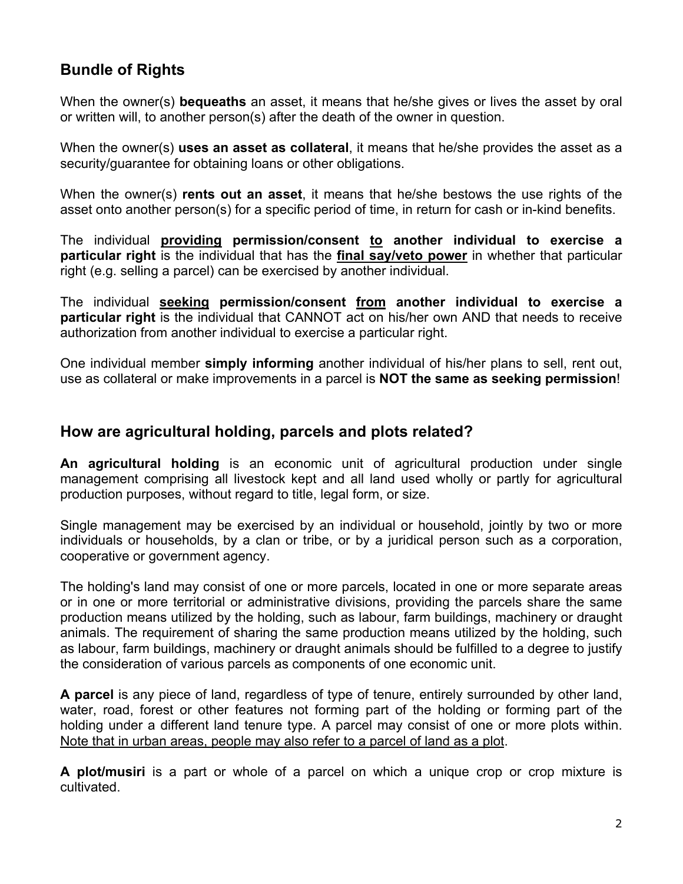## Bundle of Rights

When the owner(s) **bequeaths** an asset, it means that he/she gives or lives the asset by oral or written will, to another person(s) after the death of the owner in question.

When the owner(s) **uses an asset as collateral**, it means that he/she provides the asset as a security/guarantee for obtaining loans or other obligations.

When the owner(s) **rents out an asset**, it means that he/she bestows the use rights of the asset onto another person(s) for a specific period of time, in return for cash or in-kind benefits.

The individual **<u>providing</u> permission/consent <u>to</u> another individual to exercise a particular right** is the individual that has the **<u>final say/veto power</u>** in whether that particular right (e.g. selling a parcel) can be exercised by another individual.

The individual **<u>seeking</u> permission/consent <u>from</u> another individual to exercise a particular right** is the individual that CANNOT act on his/her own AND that needs to receive authorization from another individual to exercise a particular right.

One individual member **simply informing** another individual of his/her plans to sell, rent out, use as collateral or make improvements in a parcel is **NOT the same as seeking permission**!

## How are agricultural holding, parcels and plots related?

**An agricultural holding** is an economic unit of agricultural production under single management comprising all livestock kept and all land used wholly or partly for agricultural production purposes, without regard to title, legal form, or size.

Single management may be exercised by an individual or household, jointly by two or more individuals or households, by a clan or tribe, or by a juridical person such as a corporation, cooperative or government agency.

The holding's land may consist of one or more parcels, located in one or more separate areas or in one or more territorial or administrative divisions, providing the parcels share the same production means utilized by the holding, such as labour, farm buildings, machinery or draught animals. The requirement of sharing the same production means utilized by the holding, such as labour, farm buildings, machinery or draught animals should be fulfilled to a degree to justify the consideration of various parcels as components of one economic unit.

**A parcel** is any piece of land, regardless of type of tenure, entirely surrounded by other land, water, road, forest or other features not forming part of the holding or forming part of the holding under a different land tenure type. A parcel may consist of one or more plots within. <u>Note that in urban areas, people may also refer to a parcel of land as a plot</u>.

**A plot/musiri** is a part or whole of a parcel on which a unique crop or crop mixture is cultivated.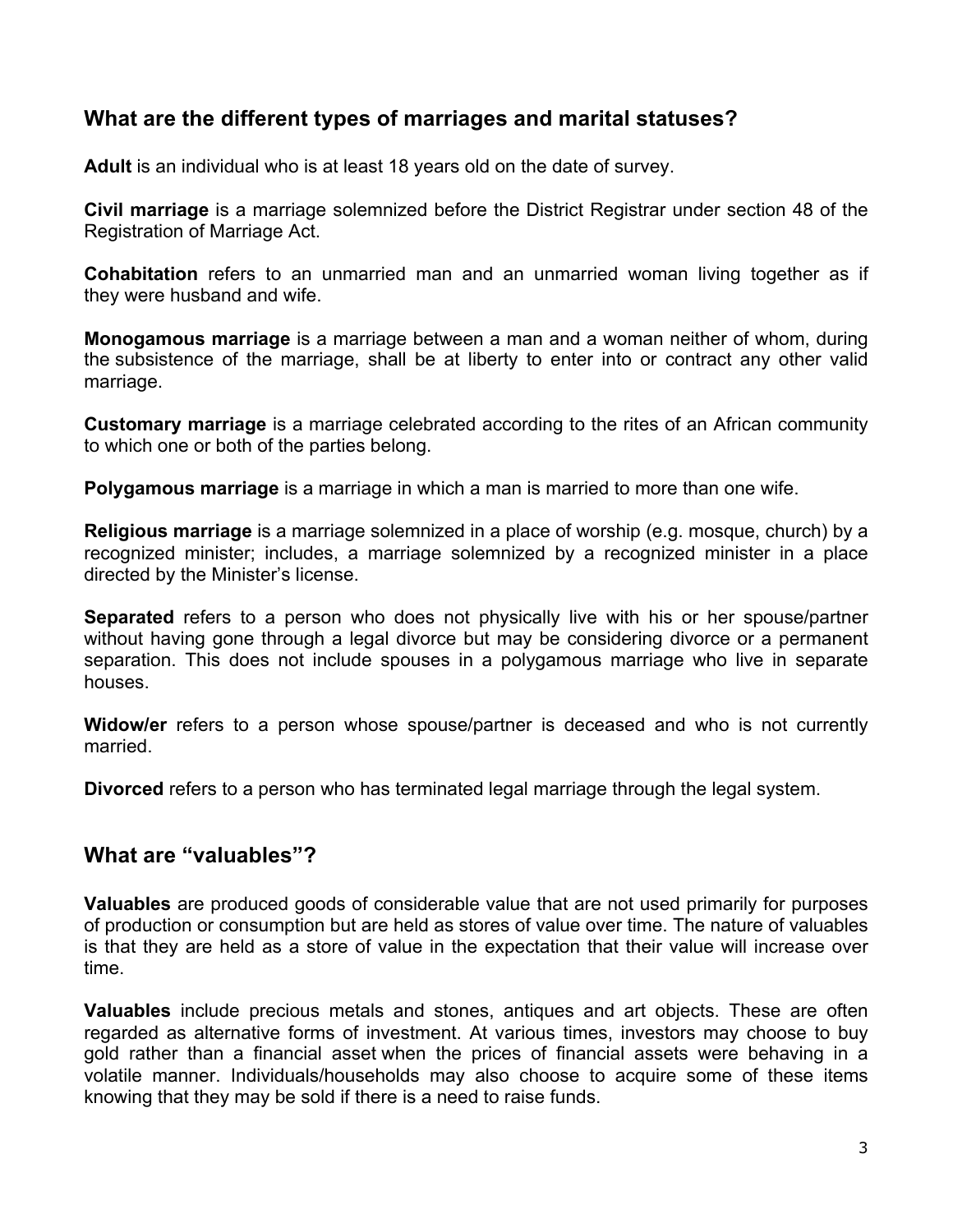## What are the different types of marriages and marital statuses?

**Adult** is an individual who is at least 18 years old on the date of survey.

**Civil marriage** is a marriage solemnized before the District Registrar under section 48 of the Registration of Marriage Act.

**Cohabitation** refers to an unmarried man and an unmarried woman living together as if they were husband and wife.

**Monogamous marriage** is a marriage between a man and a woman neither of whom, during the subsistence of the marriage, shall be at liberty to enter into or contract any other valid marriage.

**Customary marriage** is a marriage celebrated according to the rites of an African community to which one or both of the parties belong.

**Polygamous marriage** is a marriage in which a man is married to more than one wife.

**Religious marriage** is a marriage solemnized in a place of worship (e.g. mosque, church) by a recognized minister; includes, a marriage solemnized by a recognized minister in a place directed by the Minister's license.

**Separated** refers to a person who does not physically live with his or her spouse/partner without having gone through a legal divorce but may be considering divorce or a permanent separation. This does not include spouses in a polygamous marriage who live in separate houses.

**Widow/er** refers to a person whose spouse/partner is deceased and who is not currently married.

**Divorced** refers to a person who has terminated legal marriage through the legal system.

## What are "valuables"?

**Valuables** are produced goods of considerable value that are not used primarily for purposes of production or consumption but are held as stores of value over time. The nature of valuables is that they are held as a store of value in the expectation that their value will increase over time.

**Valuables** include precious metals and stones, antiques and art objects. These are often regarded as alternative forms of investment. At various times, investors may choose to buy gold rather than a financial asset when the prices of financial assets were behaving in a volatile manner. Individuals/households may also choose to acquire some of these items knowing that they may be sold if there is a need to raise funds.